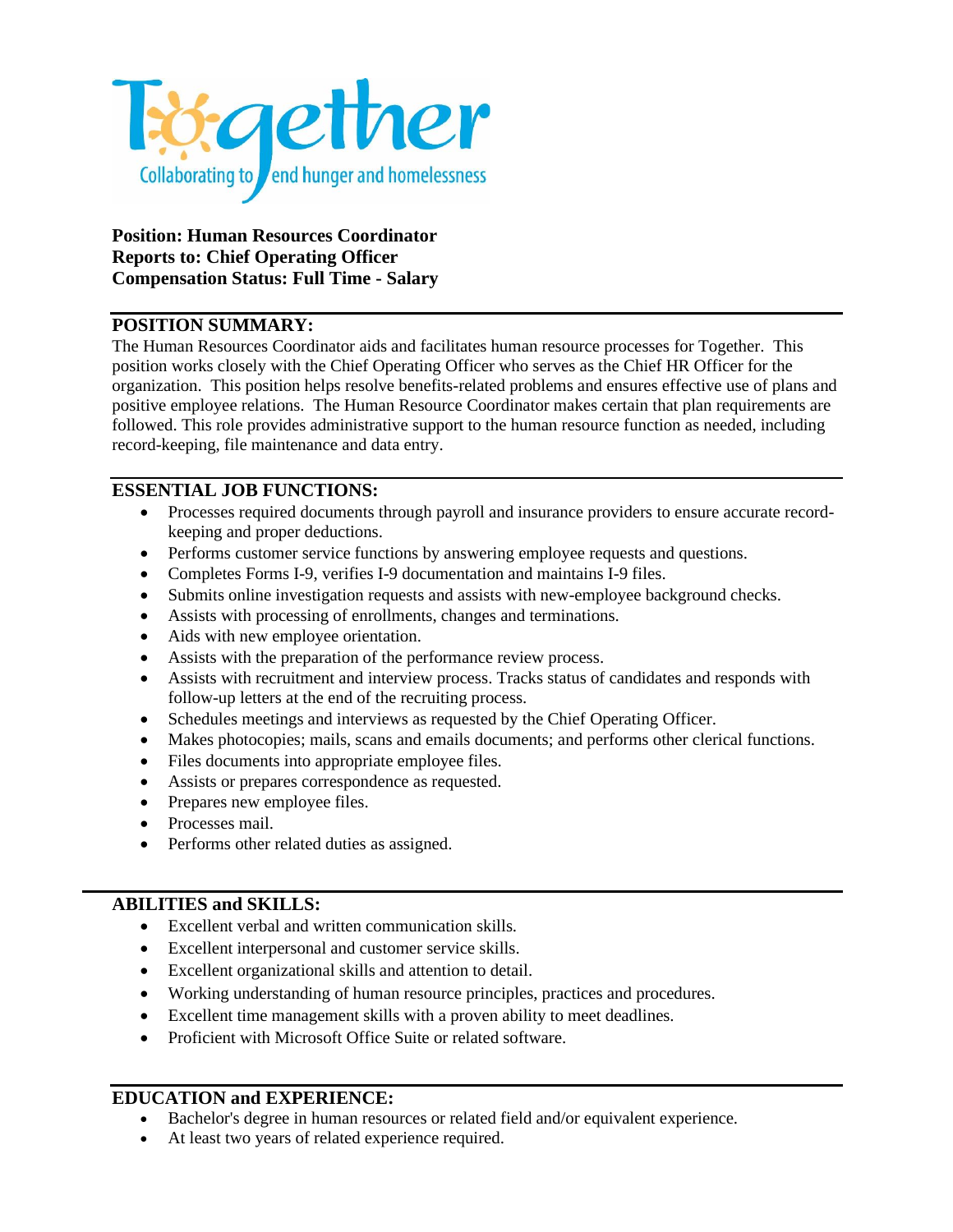**Together**
Collaborating to end hunger and homelessness

**Position: Human Resources Coordinator**
**Reports to: Chief Operating Officer**
**Compensation Status: Full Time - Salary**

## POSITION SUMMARY:

The Human Resources Coordinator aids and facilitates human resource processes for Together. This position works closely with the Chief Operating Officer who serves as the Chief HR Officer for the organization. This position helps resolve benefits-related problems and ensures effective use of plans and positive employee relations. The Human Resource Coordinator makes certain that plan requirements are followed. This role provides administrative support to the human resource function as needed, including record-keeping, file maintenance and data entry.

## ESSENTIAL JOB FUNCTIONS:

- Processes required documents through payroll and insurance providers to ensure accurate record-keeping and proper deductions.
- Performs customer service functions by answering employee requests and questions.
- Completes Forms I-9, verifies I-9 documentation and maintains I-9 files.
- Submits online investigation requests and assists with new-employee background checks.
- Assists with processing of enrollments, changes and terminations.
- Aids with new employee orientation.
- Assists with the preparation of the performance review process.
- Assists with recruitment and interview process. Tracks status of candidates and responds with follow-up letters at the end of the recruiting process.
- Schedules meetings and interviews as requested by the Chief Operating Officer.
- Makes photocopies; mails, scans and emails documents; and performs other clerical functions.
- Files documents into appropriate employee files.
- Assists or prepares correspondence as requested.
- Prepares new employee files.
- Processes mail.
- Performs other related duties as assigned.

## ABILITIES and SKILLS:

- Excellent verbal and written communication skills.
- Excellent interpersonal and customer service skills.
- Excellent organizational skills and attention to detail.
- Working understanding of human resource principles, practices and procedures.
- Excellent time management skills with a proven ability to meet deadlines.
- Proficient with Microsoft Office Suite or related software.

## EDUCATION and EXPERIENCE:

- Bachelor's degree in human resources or related field and/or equivalent experience.
- At least two years of related experience required.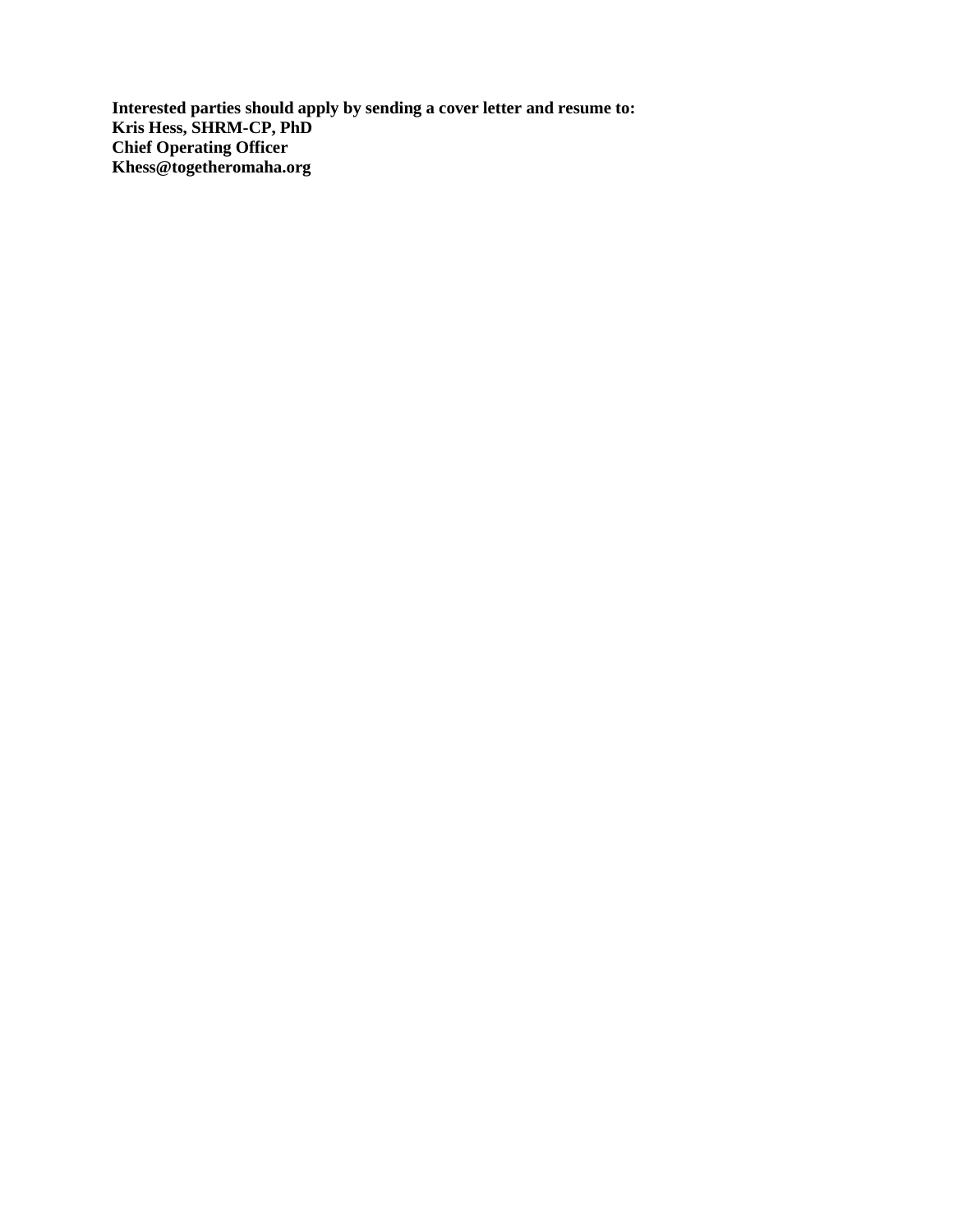**Interested parties should apply by sending a cover letter and resume to:**
**Kris Hess, SHRM-CP, PhD**
**Chief Operating Officer**
**Khess@togetheromaha.org**